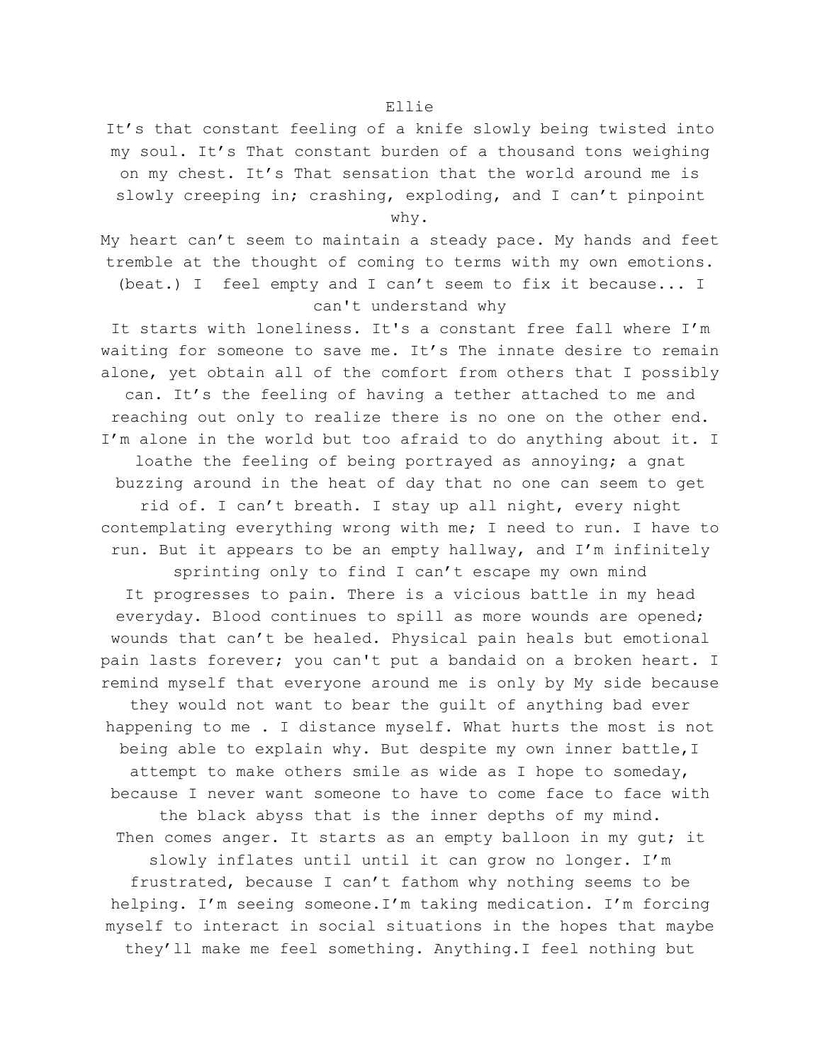Ellie

It's that constant feeling of a knife slowly being twisted into my soul. It's That constant burden of a thousand tons weighing on my chest. It's That sensation that the world around me is slowly creeping in; crashing, exploding, and I can't pinpoint why.

My heart can't seem to maintain a steady pace. My hands and feet tremble at the thought of coming to terms with my own emotions. (beat.) I  feel empty and I can't seem to fix it because... I can't understand why

It starts with loneliness. It's a constant free fall where I'm waiting for someone to save me. It's The innate desire to remain alone, yet obtain all of the comfort from others that I possibly can. It's the feeling of having a tether attached to me and reaching out only to realize there is no one on the other end. I'm alone in the world but too afraid to do anything about it. I loathe the feeling of being portrayed as annoying; a gnat buzzing around in the heat of day that no one can seem to get rid of. I can't breath. I stay up all night, every night contemplating everything wrong with me; I need to run. I have to run. But it appears to be an empty hallway, and I'm infinitely sprinting only to find I can't escape my own mind

It progresses to pain. There is a vicious battle in my head everyday. Blood continues to spill as more wounds are opened; wounds that can't be healed. Physical pain heals but emotional pain lasts forever; you can't put a bandaid on a broken heart. I remind myself that everyone around me is only by My side because they would not want to bear the guilt of anything bad ever happening to me . I distance myself. What hurts the most is not being able to explain why. But despite my own inner battle,I attempt to make others smile as wide as I hope to someday, because I never want someone to have to come face to face with the black abyss that is the inner depths of my mind.

Then comes anger. It starts as an empty balloon in my gut; it slowly inflates until until it can grow no longer. I'm frustrated, because I can't fathom why nothing seems to be helping. I'm seeing someone.I'm taking medication. I'm forcing myself to interact in social situations in the hopes that maybe they'll make me feel something. Anything.I feel nothing but